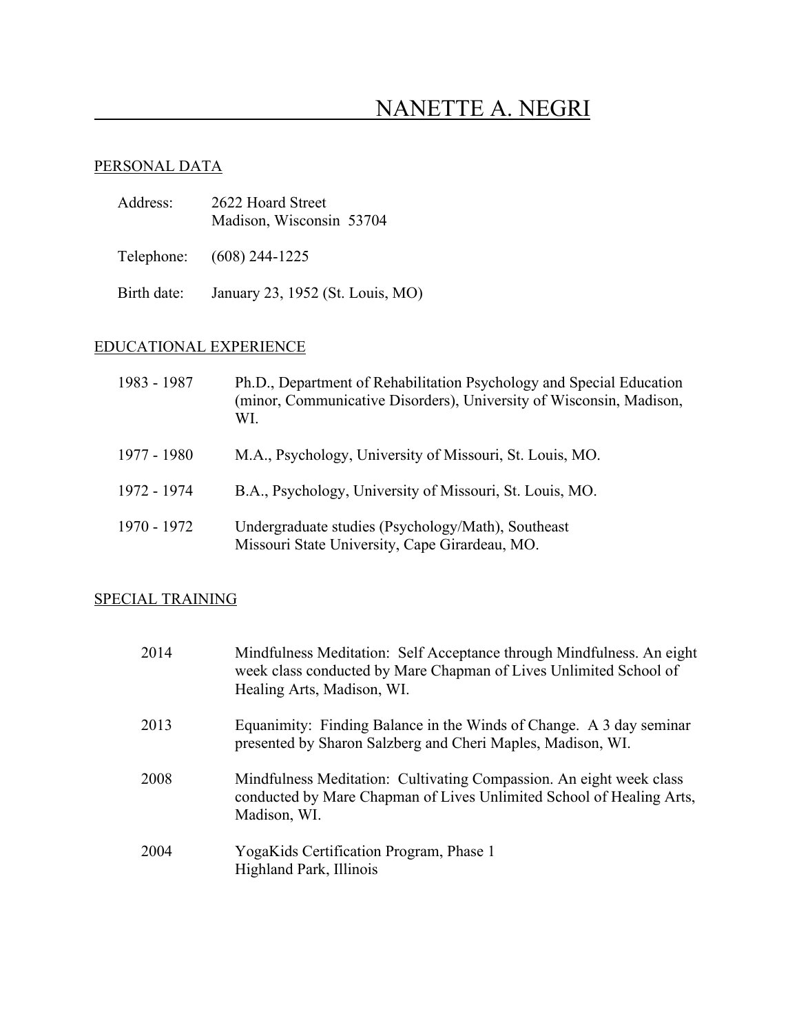# NANETTE A. NEGRI

## PERSONAL DATA

Address: 2622 Hoard Street
Madison, Wisconsin 53704

Telephone: (608) 244-1225

Birth date: January 23, 1952 (St. Louis, MO)

## EDUCATIONAL EXPERIENCE

1983 - 1987 Ph.D., Department of Rehabilitation Psychology and Special Education (minor, Communicative Disorders), University of Wisconsin, Madison, WI.

1977 - 1980 M.A., Psychology, University of Missouri, St. Louis, MO.

1972 - 1974 B.A., Psychology, University of Missouri, St. Louis, MO.

1970 - 1972 Undergraduate studies (Psychology/Math), Southeast Missouri State University, Cape Girardeau, MO.

## SPECIAL TRAINING

2014 Mindfulness Meditation: Self Acceptance through Mindfulness. An eight week class conducted by Mare Chapman of Lives Unlimited School of Healing Arts, Madison, WI.

2013 Equanimity: Finding Balance in the Winds of Change. A 3 day seminar presented by Sharon Salzberg and Cheri Maples, Madison, WI.

2008 Mindfulness Meditation: Cultivating Compassion. An eight week class conducted by Mare Chapman of Lives Unlimited School of Healing Arts, Madison, WI.

2004 YogaKids Certification Program, Phase 1
Highland Park, Illinois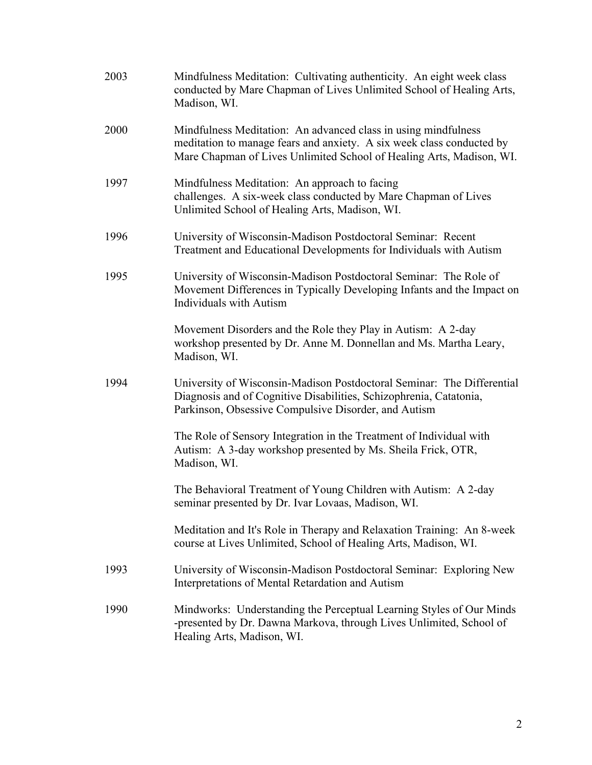| | |
|---|---|
| 2003 | Mindfulness Meditation: Cultivating authenticity. An eight week class conducted by Mare Chapman of Lives Unlimited School of Healing Arts, Madison, WI. |
| 2000 | Mindfulness Meditation: An advanced class in using mindfulness meditation to manage fears and anxiety. A six week class conducted by Mare Chapman of Lives Unlimited School of Healing Arts, Madison, WI. |
| 1997 | Mindfulness Meditation: An approach to facing challenges. A six-week class conducted by Mare Chapman of Lives Unlimited School of Healing Arts, Madison, WI. |
| 1996 | University of Wisconsin-Madison Postdoctoral Seminar: Recent Treatment and Educational Developments for Individuals with Autism |
| 1995 | University of Wisconsin-Madison Postdoctoral Seminar: The Role of Movement Differences in Typically Developing Infants and the Impact on Individuals with Autism |
| | Movement Disorders and the Role they Play in Autism: A 2-day workshop presented by Dr. Anne M. Donnellan and Ms. Martha Leary, Madison, WI. |
| 1994 | University of Wisconsin-Madison Postdoctoral Seminar: The Differential Diagnosis and of Cognitive Disabilities, Schizophrenia, Catatonia, Parkinson, Obsessive Compulsive Disorder, and Autism |
| | The Role of Sensory Integration in the Treatment of Individual with Autism: A 3-day workshop presented by Ms. Sheila Frick, OTR, Madison, WI. |
| | The Behavioral Treatment of Young Children with Autism: A 2-day seminar presented by Dr. Ivar Lovaas, Madison, WI. |
| | Meditation and It's Role in Therapy and Relaxation Training: An 8-week course at Lives Unlimited, School of Healing Arts, Madison, WI. |
| 1993 | University of Wisconsin-Madison Postdoctoral Seminar: Exploring New Interpretations of Mental Retardation and Autism |
| 1990 | Mindworks: Understanding the Perceptual Learning Styles of Our Minds -presented by Dr. Dawna Markova, through Lives Unlimited, School of Healing Arts, Madison, WI. |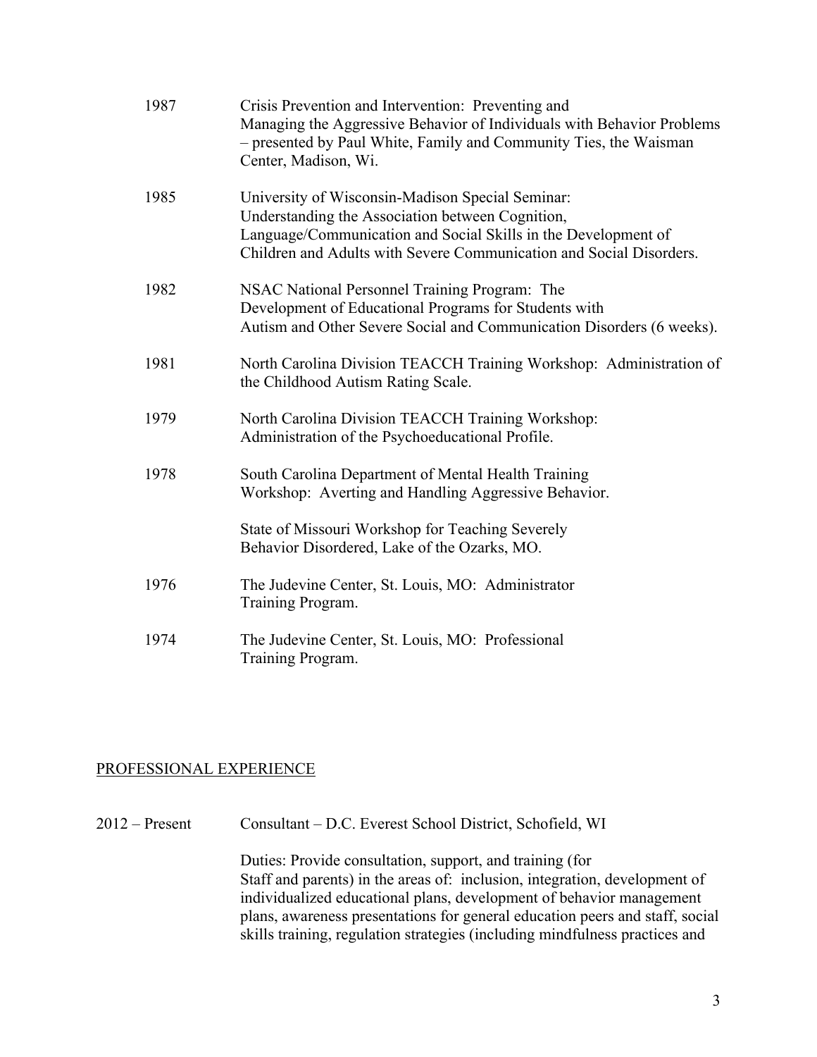1987 — Crisis Prevention and Intervention: Preventing and Managing the Aggressive Behavior of Individuals with Behavior Problems – presented by Paul White, Family and Community Ties, the Waisman Center, Madison, Wi.

1985 — University of Wisconsin-Madison Special Seminar: Understanding the Association between Cognition, Language/Communication and Social Skills in the Development of Children and Adults with Severe Communication and Social Disorders.

1982 — NSAC National Personnel Training Program: The Development of Educational Programs for Students with Autism and Other Severe Social and Communication Disorders (6 weeks).

1981 — North Carolina Division TEACCH Training Workshop: Administration of the Childhood Autism Rating Scale.

1979 — North Carolina Division TEACCH Training Workshop: Administration of the Psychoeducational Profile.

1978 — South Carolina Department of Mental Health Training Workshop: Averting and Handling Aggressive Behavior.

State of Missouri Workshop for Teaching Severely Behavior Disordered, Lake of the Ozarks, MO.

1976 — The Judevine Center, St. Louis, MO: Administrator Training Program.

1974 — The Judevine Center, St. Louis, MO: Professional Training Program.

## PROFESSIONAL EXPERIENCE

2012 – Present — Consultant – D.C. Everest School District, Schofield, WI

Duties: Provide consultation, support, and training (for Staff and parents) in the areas of: inclusion, integration, development of individualized educational plans, development of behavior management plans, awareness presentations for general education peers and staff, social skills training, regulation strategies (including mindfulness practices and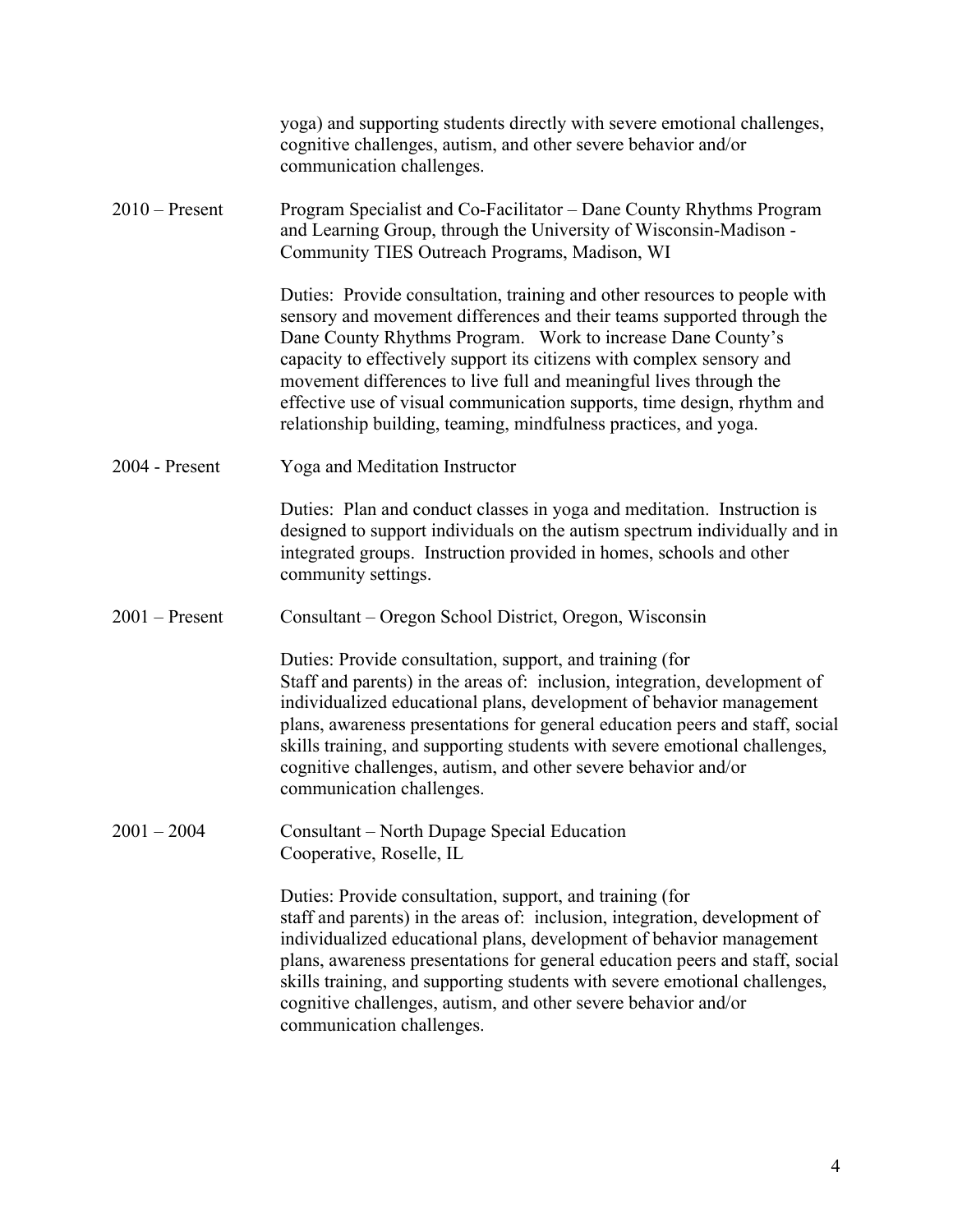yoga) and supporting students directly with severe emotional challenges, cognitive challenges, autism, and other severe behavior and/or communication challenges.

2010 – Present | Program Specialist and Co-Facilitator – Dane County Rhythms Program and Learning Group, through the University of Wisconsin-Madison - Community TIES Outreach Programs, Madison, WI

Duties: Provide consultation, training and other resources to people with sensory and movement differences and their teams supported through the Dane County Rhythms Program. Work to increase Dane County's capacity to effectively support its citizens with complex sensory and movement differences to live full and meaningful lives through the effective use of visual communication supports, time design, rhythm and relationship building, teaming, mindfulness practices, and yoga.

2004 - Present | Yoga and Meditation Instructor

Duties: Plan and conduct classes in yoga and meditation. Instruction is designed to support individuals on the autism spectrum individually and in integrated groups. Instruction provided in homes, schools and other community settings.

2001 – Present | Consultant – Oregon School District, Oregon, Wisconsin

Duties: Provide consultation, support, and training (for Staff and parents) in the areas of: inclusion, integration, development of individualized educational plans, development of behavior management plans, awareness presentations for general education peers and staff, social skills training, and supporting students with severe emotional challenges, cognitive challenges, autism, and other severe behavior and/or communication challenges.

2001 – 2004 | Consultant – North Dupage Special Education Cooperative, Roselle, IL

Duties: Provide consultation, support, and training (for staff and parents) in the areas of: inclusion, integration, development of individualized educational plans, development of behavior management plans, awareness presentations for general education peers and staff, social skills training, and supporting students with severe emotional challenges, cognitive challenges, autism, and other severe behavior and/or communication challenges.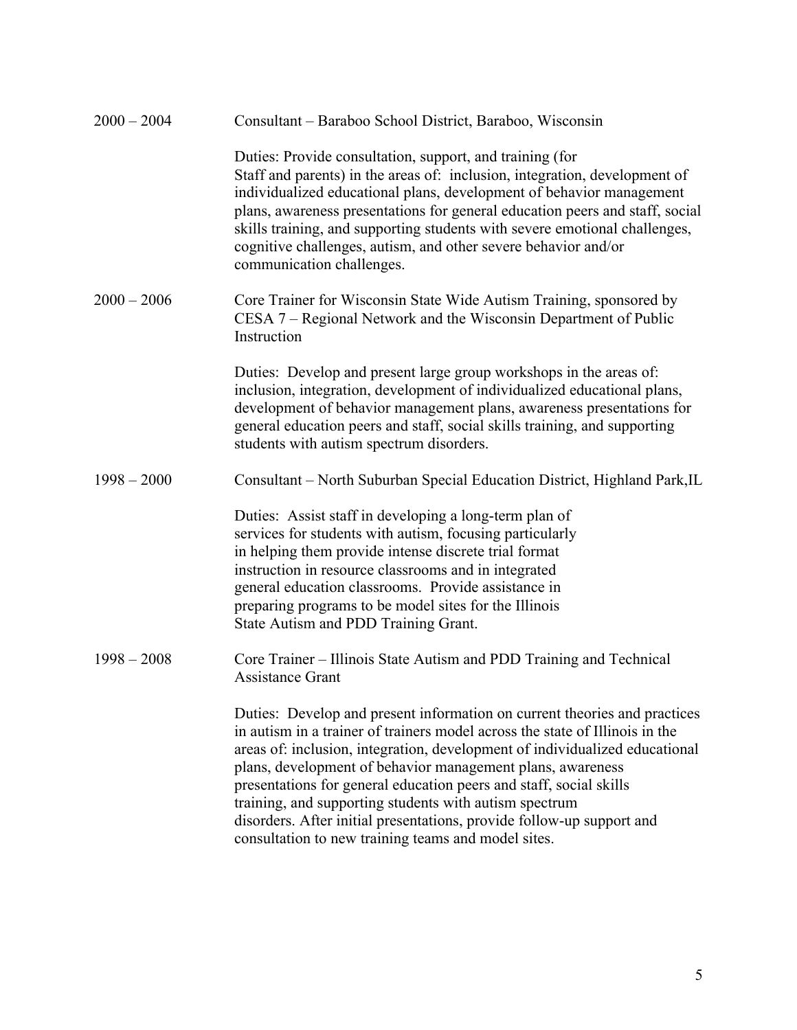2000 – 2004 Consultant – Baraboo School District, Baraboo, Wisconsin

Duties: Provide consultation, support, and training (for Staff and parents) in the areas of: inclusion, integration, development of individualized educational plans, development of behavior management plans, awareness presentations for general education peers and staff, social skills training, and supporting students with severe emotional challenges, cognitive challenges, autism, and other severe behavior and/or communication challenges.

2000 – 2006 Core Trainer for Wisconsin State Wide Autism Training, sponsored by CESA 7 – Regional Network and the Wisconsin Department of Public Instruction

Duties: Develop and present large group workshops in the areas of: inclusion, integration, development of individualized educational plans, development of behavior management plans, awareness presentations for general education peers and staff, social skills training, and supporting students with autism spectrum disorders.

1998 – 2000 Consultant – North Suburban Special Education District, Highland Park,IL

Duties: Assist staff in developing a long-term plan of services for students with autism, focusing particularly in helping them provide intense discrete trial format instruction in resource classrooms and in integrated general education classrooms. Provide assistance in preparing programs to be model sites for the Illinois State Autism and PDD Training Grant.

1998 – 2008 Core Trainer – Illinois State Autism and PDD Training and Technical Assistance Grant

Duties: Develop and present information on current theories and practices in autism in a trainer of trainers model across the state of Illinois in the areas of: inclusion, integration, development of individualized educational plans, development of behavior management plans, awareness presentations for general education peers and staff, social skills training, and supporting students with autism spectrum disorders. After initial presentations, provide follow-up support and consultation to new training teams and model sites.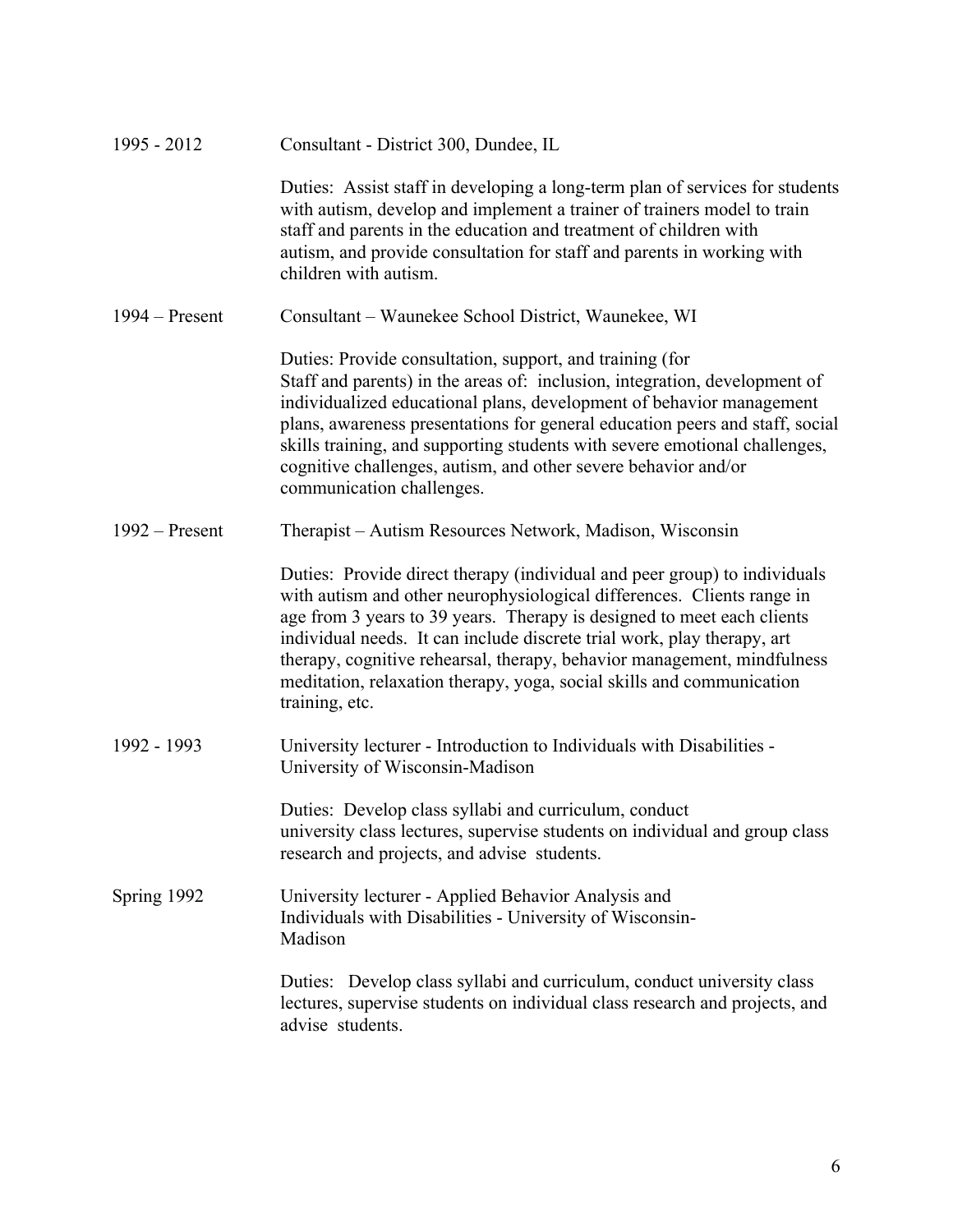1995 - 2012 Consultant - District 300, Dundee, IL

Duties: Assist staff in developing a long-term plan of services for students with autism, develop and implement a trainer of trainers model to train staff and parents in the education and treatment of children with autism, and provide consultation for staff and parents in working with children with autism.

1994 – Present Consultant – Waunekee School District, Waunekee, WI

Duties: Provide consultation, support, and training (for Staff and parents) in the areas of: inclusion, integration, development of individualized educational plans, development of behavior management plans, awareness presentations for general education peers and staff, social skills training, and supporting students with severe emotional challenges, cognitive challenges, autism, and other severe behavior and/or communication challenges.

1992 – Present Therapist – Autism Resources Network, Madison, Wisconsin

Duties: Provide direct therapy (individual and peer group) to individuals with autism and other neurophysiological differences. Clients range in age from 3 years to 39 years. Therapy is designed to meet each clients individual needs. It can include discrete trial work, play therapy, art therapy, cognitive rehearsal, therapy, behavior management, mindfulness meditation, relaxation therapy, yoga, social skills and communication training, etc.

1992 - 1993 University lecturer - Introduction to Individuals with Disabilities - University of Wisconsin-Madison

Duties: Develop class syllabi and curriculum, conduct university class lectures, supervise students on individual and group class research and projects, and advise students.

Spring 1992 University lecturer - Applied Behavior Analysis and Individuals with Disabilities - University of Wisconsin-Madison

Duties: Develop class syllabi and curriculum, conduct university class lectures, supervise students on individual class research and projects, and advise students.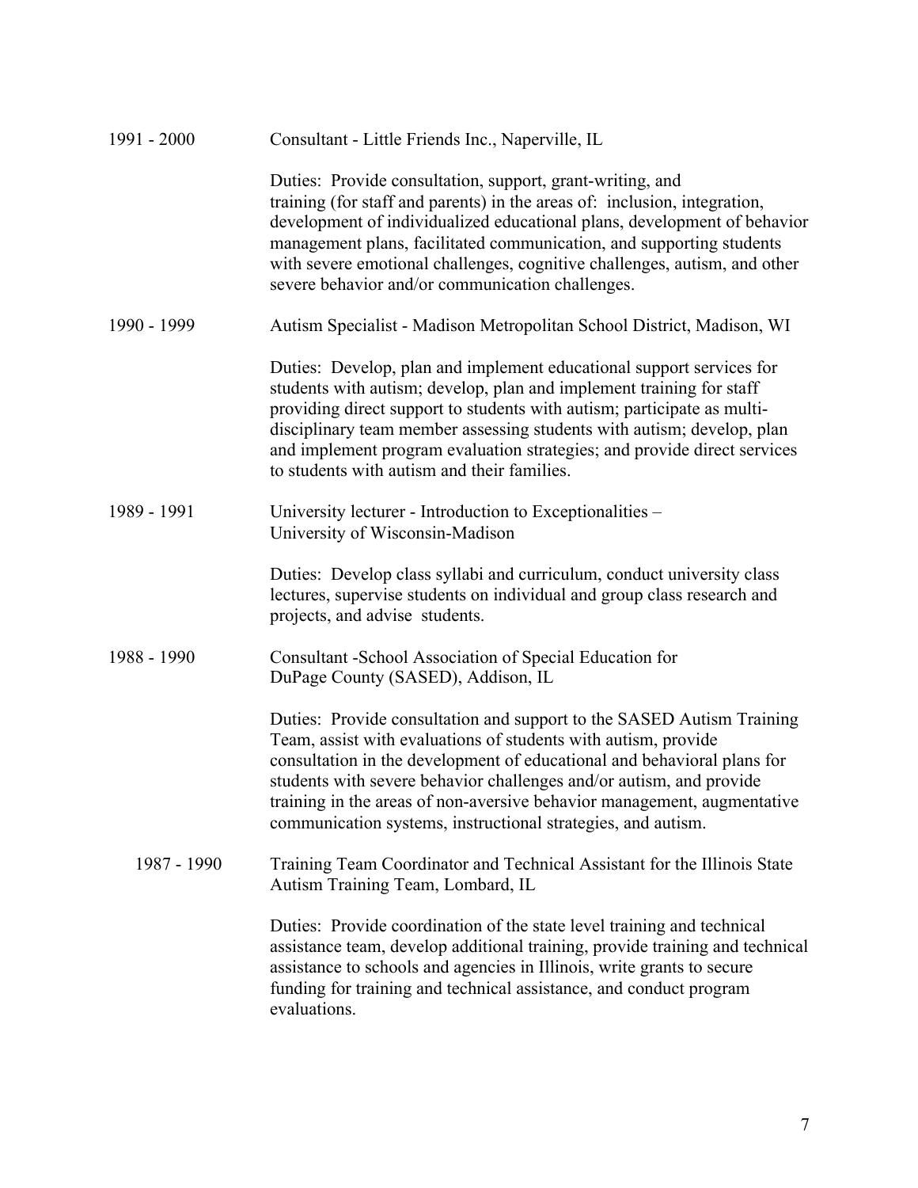1991 - 2000 Consultant - Little Friends Inc., Naperville, IL

Duties: Provide consultation, support, grant-writing, and training (for staff and parents) in the areas of: inclusion, integration, development of individualized educational plans, development of behavior management plans, facilitated communication, and supporting students with severe emotional challenges, cognitive challenges, autism, and other severe behavior and/or communication challenges.

1990 - 1999 Autism Specialist - Madison Metropolitan School District, Madison, WI

Duties: Develop, plan and implement educational support services for students with autism; develop, plan and implement training for staff providing direct support to students with autism; participate as multi-disciplinary team member assessing students with autism; develop, plan and implement program evaluation strategies; and provide direct services to students with autism and their families.

1989 - 1991 University lecturer - Introduction to Exceptionalities – University of Wisconsin-Madison

Duties: Develop class syllabi and curriculum, conduct university class lectures, supervise students on individual and group class research and projects, and advise students.

1988 - 1990 Consultant -School Association of Special Education for DuPage County (SASED), Addison, IL

Duties: Provide consultation and support to the SASED Autism Training Team, assist with evaluations of students with autism, provide consultation in the development of educational and behavioral plans for students with severe behavior challenges and/or autism, and provide training in the areas of non-aversive behavior management, augmentative communication systems, instructional strategies, and autism.

1987 - 1990 Training Team Coordinator and Technical Assistant for the Illinois State Autism Training Team, Lombard, IL

Duties: Provide coordination of the state level training and technical assistance team, develop additional training, provide training and technical assistance to schools and agencies in Illinois, write grants to secure funding for training and technical assistance, and conduct program evaluations.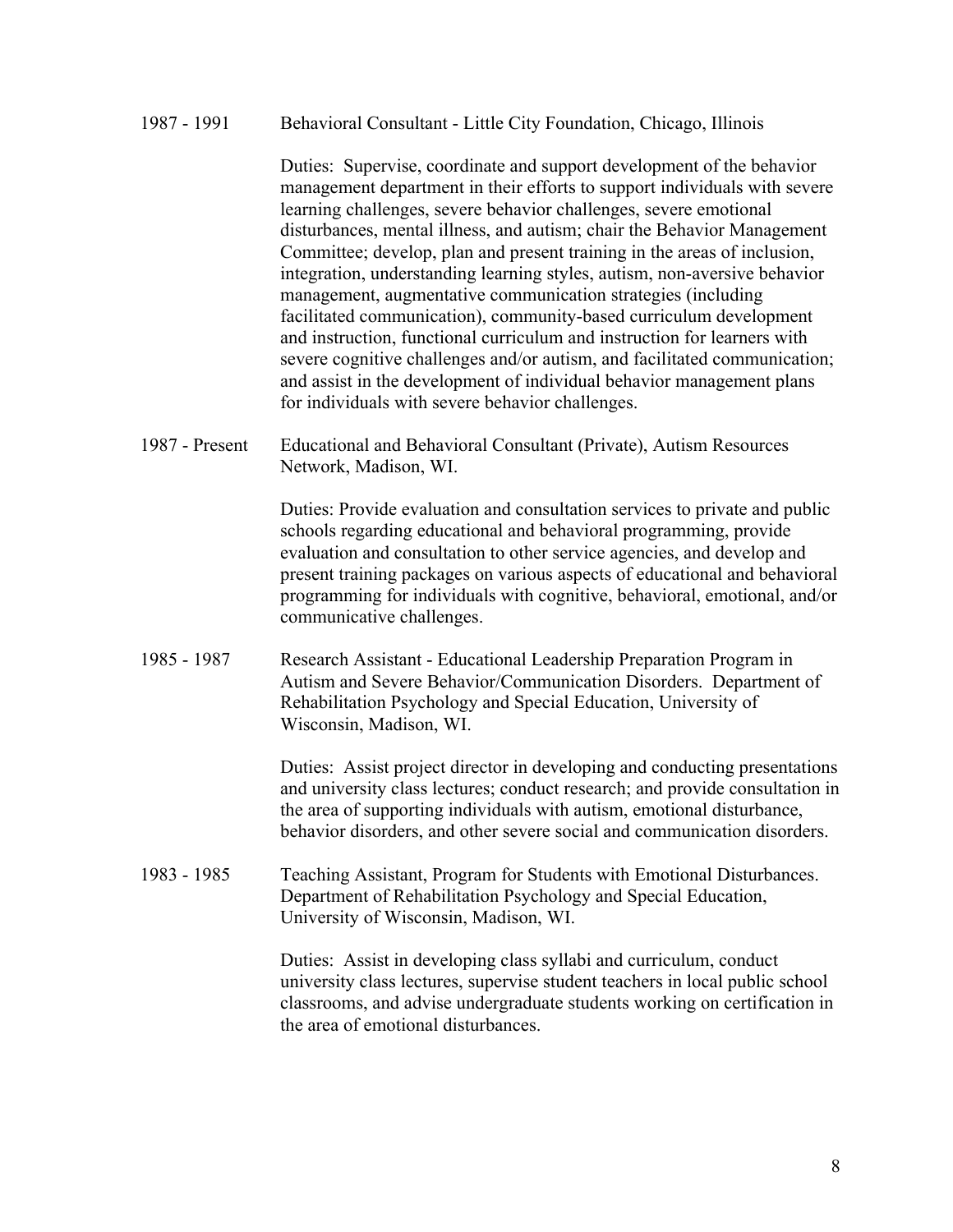1987 - 1991 Behavioral Consultant - Little City Foundation, Chicago, Illinois

Duties: Supervise, coordinate and support development of the behavior management department in their efforts to support individuals with severe learning challenges, severe behavior challenges, severe emotional disturbances, mental illness, and autism; chair the Behavior Management Committee; develop, plan and present training in the areas of inclusion, integration, understanding learning styles, autism, non-aversive behavior management, augmentative communication strategies (including facilitated communication), community-based curriculum development and instruction, functional curriculum and instruction for learners with severe cognitive challenges and/or autism, and facilitated communication; and assist in the development of individual behavior management plans for individuals with severe behavior challenges.

1987 - Present Educational and Behavioral Consultant (Private), Autism Resources Network, Madison, WI.

Duties: Provide evaluation and consultation services to private and public schools regarding educational and behavioral programming, provide evaluation and consultation to other service agencies, and develop and present training packages on various aspects of educational and behavioral programming for individuals with cognitive, behavioral, emotional, and/or communicative challenges.

1985 - 1987 Research Assistant - Educational Leadership Preparation Program in Autism and Severe Behavior/Communication Disorders. Department of Rehabilitation Psychology and Special Education, University of Wisconsin, Madison, WI.

Duties: Assist project director in developing and conducting presentations and university class lectures; conduct research; and provide consultation in the area of supporting individuals with autism, emotional disturbance, behavior disorders, and other severe social and communication disorders.

1983 - 1985 Teaching Assistant, Program for Students with Emotional Disturbances. Department of Rehabilitation Psychology and Special Education, University of Wisconsin, Madison, WI.

Duties: Assist in developing class syllabi and curriculum, conduct university class lectures, supervise student teachers in local public school classrooms, and advise undergraduate students working on certification in the area of emotional disturbances.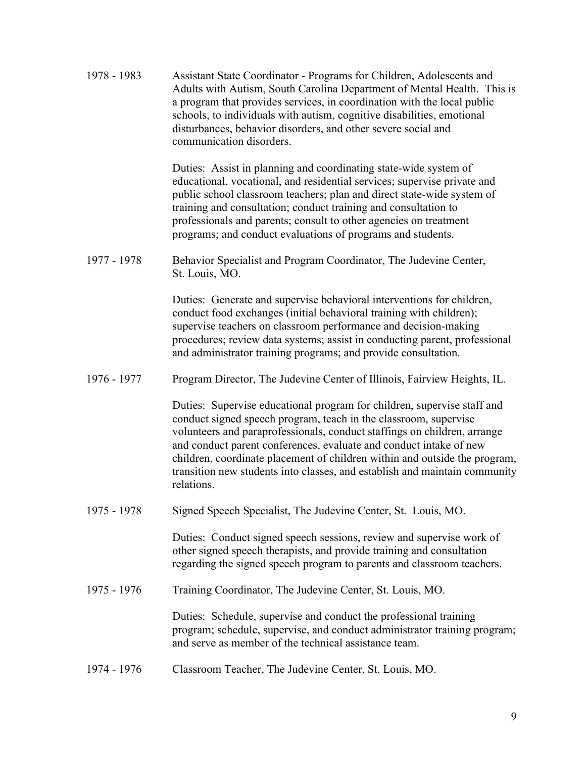1978 - 1983 Assistant State Coordinator - Programs for Children, Adolescents and Adults with Autism, South Carolina Department of Mental Health. This is a program that provides services, in coordination with the local public schools, to individuals with autism, cognitive disabilities, emotional disturbances, behavior disorders, and other severe social and communication disorders.

Duties: Assist in planning and coordinating state-wide system of educational, vocational, and residential services; supervise private and public school classroom teachers; plan and direct state-wide system of training and consultation; conduct training and consultation to professionals and parents; consult to other agencies on treatment programs; and conduct evaluations of programs and students.

1977 - 1978 Behavior Specialist and Program Coordinator, The Judevine Center, St. Louis, MO.

Duties: Generate and supervise behavioral interventions for children, conduct food exchanges (initial behavioral training with children); supervise teachers on classroom performance and decision-making procedures; review data systems; assist in conducting parent, professional and administrator training programs; and provide consultation.

1976 - 1977 Program Director, The Judevine Center of Illinois, Fairview Heights, IL.

Duties: Supervise educational program for children, supervise staff and conduct signed speech program, teach in the classroom, supervise volunteers and paraprofessionals, conduct staffings on children, arrange and conduct parent conferences, evaluate and conduct intake of new children, coordinate placement of children within and outside the program, transition new students into classes, and establish and maintain community relations.

1975 - 1978 Signed Speech Specialist, The Judevine Center, St. Louis, MO.

Duties: Conduct signed speech sessions, review and supervise work of other signed speech therapists, and provide training and consultation regarding the signed speech program to parents and classroom teachers.

1975 - 1976 Training Coordinator, The Judevine Center, St. Louis, MO.

Duties: Schedule, supervise and conduct the professional training program; schedule, supervise, and conduct administrator training program; and serve as member of the technical assistance team.

1974 - 1976 Classroom Teacher, The Judevine Center, St. Louis, MO.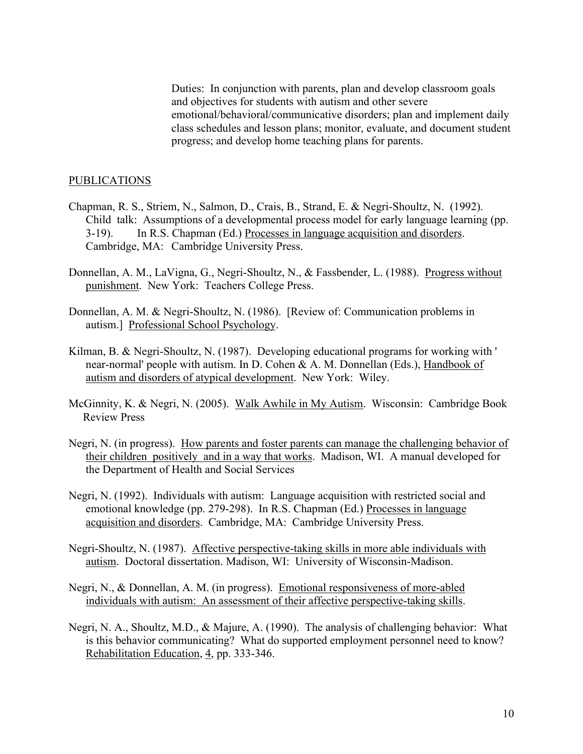Duties: In conjunction with parents, plan and develop classroom goals and objectives for students with autism and other severe emotional/behavioral/communicative disorders; plan and implement daily class schedules and lesson plans; monitor, evaluate, and document student progress; and develop home teaching plans for parents.

## PUBLICATIONS

Chapman, R. S., Striem, N., Salmon, D., Crais, B., Strand, E. & Negri-Shoultz, N. (1992). Child talk: Assumptions of a developmental process model for early language learning (pp. 3-19). In R.S. Chapman (Ed.) Processes in language acquisition and disorders. Cambridge, MA: Cambridge University Press.

Donnellan, A. M., LaVigna, G., Negri-Shoultz, N., & Fassbender, L. (1988). Progress without punishment. New York: Teachers College Press.

Donnellan, A. M. & Negri-Shoultz, N. (1986). [Review of: Communication problems in autism.] Professional School Psychology.

Kilman, B. & Negri-Shoultz, N. (1987). Developing educational programs for working with ' near-normal' people with autism. In D. Cohen & A. M. Donnellan (Eds.), Handbook of autism and disorders of atypical development. New York: Wiley.

McGinnity, K. & Negri, N. (2005). Walk Awhile in My Autism. Wisconsin: Cambridge Book Review Press

Negri, N. (in progress). How parents and foster parents can manage the challenging behavior of their children positively and in a way that works. Madison, WI. A manual developed for the Department of Health and Social Services

Negri, N. (1992). Individuals with autism: Language acquisition with restricted social and emotional knowledge (pp. 279-298). In R.S. Chapman (Ed.) Processes in language acquisition and disorders. Cambridge, MA: Cambridge University Press.

Negri-Shoultz, N. (1987). Affective perspective-taking skills in more able individuals with autism. Doctoral dissertation. Madison, WI: University of Wisconsin-Madison.

Negri, N., & Donnellan, A. M. (in progress). Emotional responsiveness of more-abled individuals with autism: An assessment of their affective perspective-taking skills.

Negri, N. A., Shoultz, M.D., & Majure, A. (1990). The analysis of challenging behavior: What is this behavior communicating? What do supported employment personnel need to know? Rehabilitation Education, 4, pp. 333-346.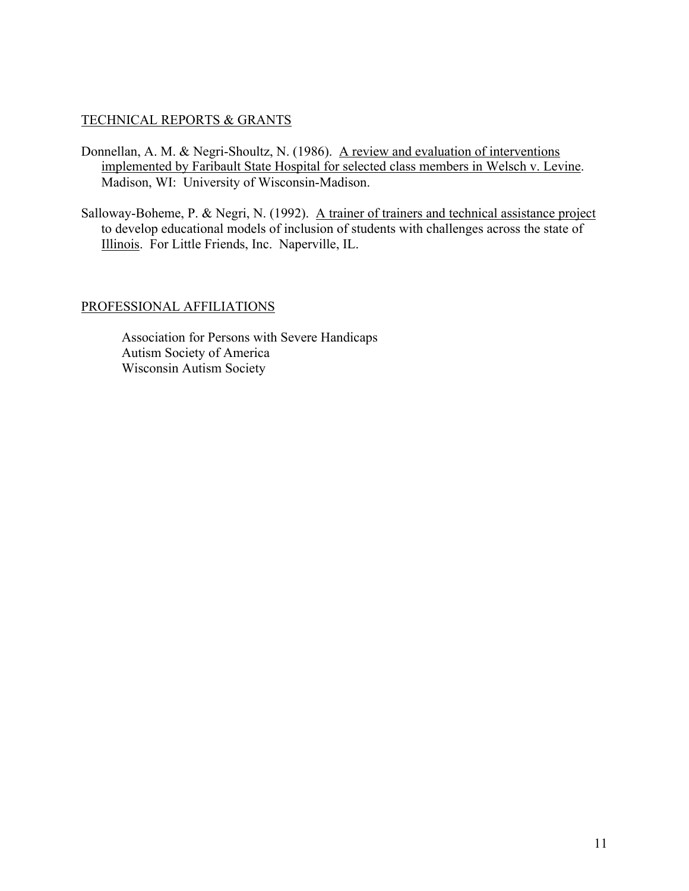## TECHNICAL REPORTS & GRANTS

Donnellan, A. M. & Negri-Shoultz, N. (1986). A review and evaluation of interventions implemented by Faribault State Hospital for selected class members in Welsch v. Levine. Madison, WI: University of Wisconsin-Madison.

Salloway-Boheme, P. & Negri, N. (1992). A trainer of trainers and technical assistance project to develop educational models of inclusion of students with challenges across the state of Illinois. For Little Friends, Inc. Naperville, IL.

## PROFESSIONAL AFFILIATIONS

Association for Persons with Severe Handicaps
Autism Society of America
Wisconsin Autism Society